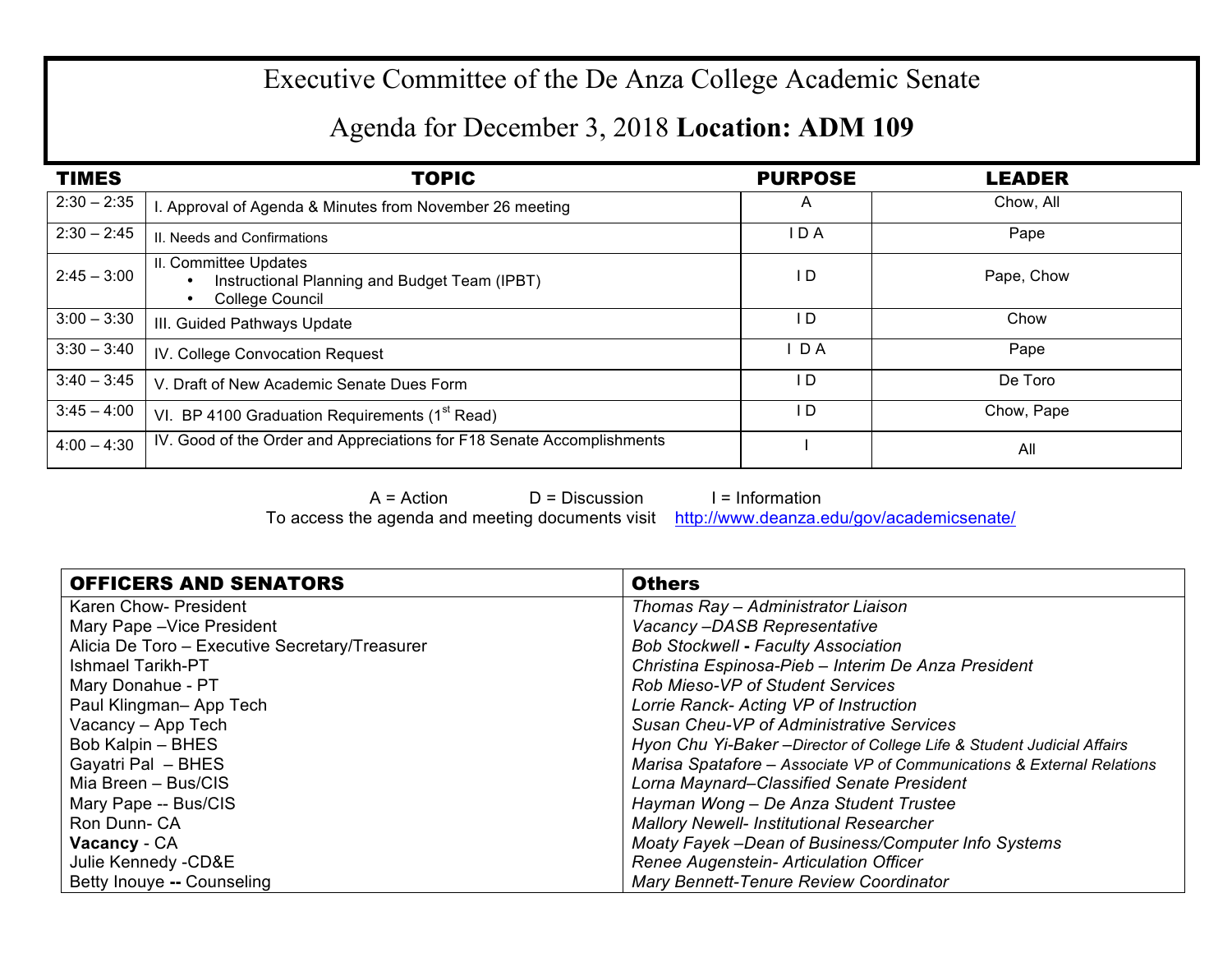# Executive Committee of the De Anza College Academic Senate

## Agenda for December 3, 2018 **Location: ADM 109**

| TIMES | TOPIC | PURPOSE | LEADER |
|---|---|---|---|
| 2:30 – 2:35 | I. Approval of Agenda & Minutes from November 26 meeting | A | Chow, All |
| 2:30 – 2:45 | II. Needs and Confirmations | I D A | Pape |
| 2:45 – 3:00 | II. Committee Updates<br>• Instructional Planning and Budget Team (IPBT)<br>• College Council | I D | Pape, Chow |
| 3:00 – 3:30 | III. Guided Pathways Update | I D | Chow |
| 3:30 – 3:40 | IV. College Convocation Request | I D A | Pape |
| 3:40 – 3:45 | V. Draft of New Academic Senate Dues Form | I D | De Toro |
| 3:45 – 4:00 | VI. BP 4100 Graduation Requirements (1st Read) | I D | Chow, Pape |
| 4:00 – 4:30 | IV. Good of the Order and Appreciations for F18 Senate Accomplishments | I | All |

A = Action D = Discussion I = Information

To access the agenda and meeting documents visit http://www.deanza.edu/gov/academicsenate/

| OFFICERS AND SENATORS | Others |
|---|---|
| Karen Chow- President | *Thomas Ray – Administrator Liaison* |
| Mary Pape –Vice President | *Vacancy –DASB Representative* |
| Alicia De Toro – Executive Secretary/Treasurer | *Bob Stockwell **-** Faculty Association* |
| Ishmael Tarikh-PT | *Christina Espinosa-Pieb – Interim De Anza President* |
| Mary Donahue - PT | *Rob Mieso-VP of Student Services* |
| Paul Klingman– App Tech | *Lorrie Ranck- Acting VP of Instruction* |
| Vacancy – App Tech | *Susan Cheu-VP of Administrative Services* |
| Bob Kalpin – BHES | *Hyon Chu Yi-Baker –Director of College Life & Student Judicial Affairs* |
| Gayatri Pal – BHES | *Marisa Spatafore – Associate VP of Communications & External Relations* |
| Mia Breen – Bus/CIS | *Lorna Maynard–Classified Senate President* |
| Mary Pape -- Bus/CIS | *Hayman Wong – De Anza Student Trustee* |
| Ron Dunn- CA | *Mallory Newell- Institutional Researcher* |
| **Vacancy** - CA | *Moaty Fayek –Dean of Business/Computer Info Systems* |
| Julie Kennedy -CD&E | *Renee Augenstein- Articulation Officer* |
| Betty Inouye **--** Counseling | *Mary Bennett-Tenure Review Coordinator* |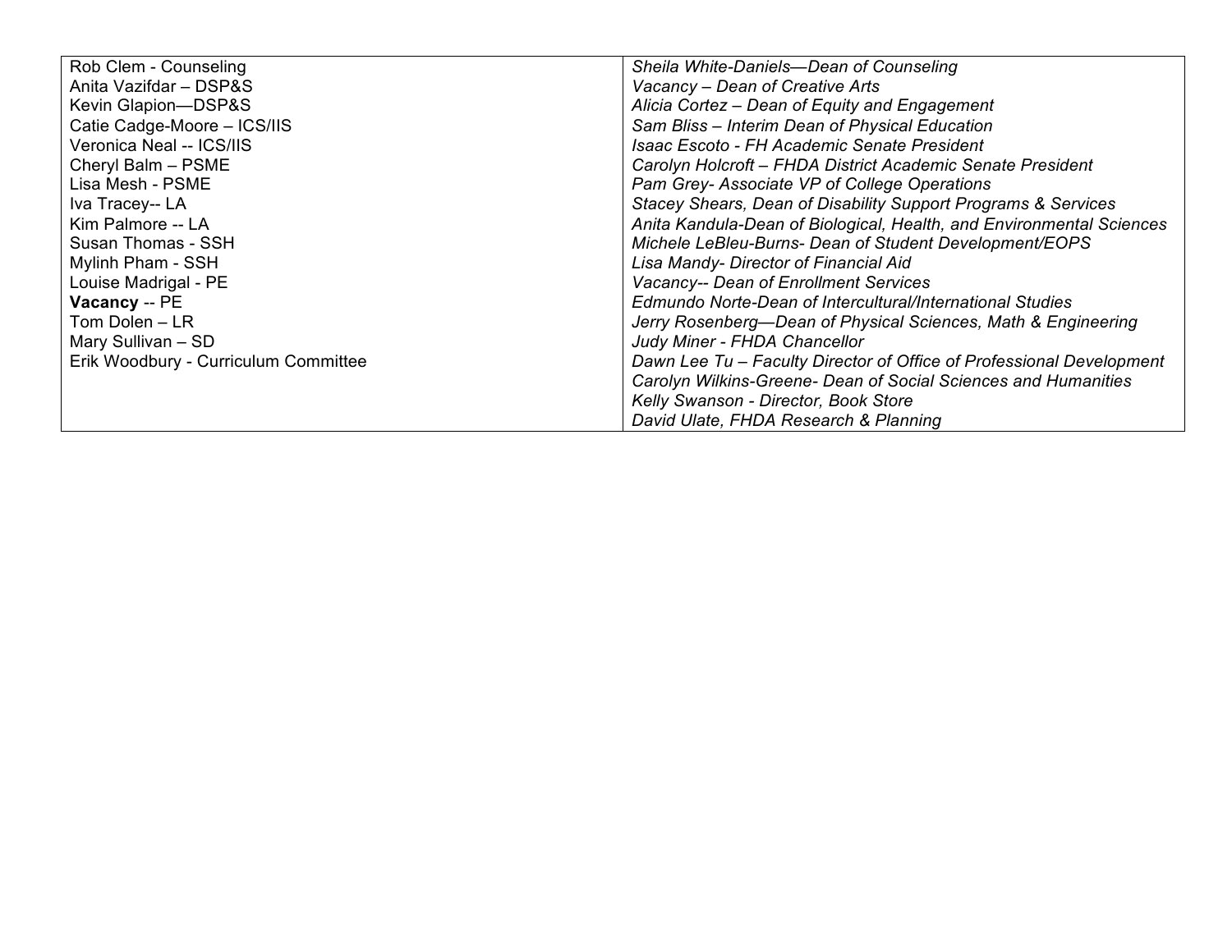| | |
|---|---|
| Rob Clem - Counseling<br>Anita Vazifdar – DSP&S<br>Kevin Glapion—DSP&S<br>Catie Cadge-Moore – ICS/IIS<br>Veronica Neal -- ICS/IIS<br>Cheryl Balm – PSME<br>Lisa Mesh - PSME<br>Iva Tracey-- LA<br>Kim Palmore -- LA<br>Susan Thomas - SSH<br>Mylinh Pham - SSH<br>Louise Madrigal - PE<br>**Vacancy** -- PE<br>Tom Dolen – LR<br>Mary Sullivan – SD<br>Erik Woodbury - Curriculum Committee | *Sheila White-Daniels—Dean of Counseling*<br>*Vacancy – Dean of Creative Arts*<br>*Alicia Cortez – Dean of Equity and Engagement*<br>*Sam Bliss – Interim Dean of Physical Education*<br>*Isaac Escoto - FH Academic Senate President*<br>*Carolyn Holcroft – FHDA District Academic Senate President*<br>*Pam Grey- Associate VP of College Operations*<br>*Stacey Shears, Dean of Disability Support Programs & Services*<br>*Anita Kandula-Dean of Biological, Health, and Environmental Sciences*<br>*Michele LeBleu-Burns- Dean of Student Development/EOPS*<br>*Lisa Mandy- Director of Financial Aid*<br>*Vacancy-- Dean of Enrollment Services*<br>*Edmundo Norte-Dean of Intercultural/International Studies*<br>*Jerry Rosenberg—Dean of Physical Sciences, Math & Engineering*<br>*Judy Miner - FHDA Chancellor*<br>*Dawn Lee Tu – Faculty Director of Office of Professional Development*<br>*Carolyn Wilkins-Greene- Dean of Social Sciences and Humanities*<br>*Kelly Swanson - Director, Book Store*<br>*David Ulate, FHDA Research & Planning* |